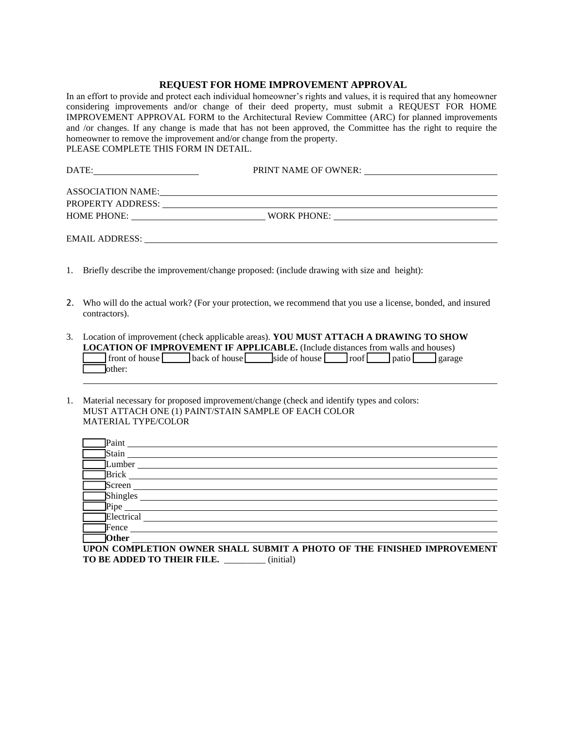# REQUEST FOR HOME IMPROVEMENT APPROVAL

In an effort to provide and protect each individual homeowner's rights and values, it is required that any homeowner considering improvements and/or change of their deed property, must submit a REQUEST FOR HOME IMPROVEMENT APPROVAL FORM to the Architectural Review Committee (ARC) for planned improvements and /or changes. If any change is made that has not been approved, the Committee has the right to require the homeowner to remove the improvement and/or change from the property.

PLEASE COMPLETE THIS FORM IN DETAIL.

DATE: ______________________ PRINT NAME OF OWNER: ____________________________

ASSOCIATION NAME: ____________________________________________________________

PROPERTY ADDRESS: ____________________________________________________________

HOME PHONE: ____________________________ WORK PHONE: ____________________________

EMAIL ADDRESS: ________________________________________________________________

1. Briefly describe the improvement/change proposed: (include drawing with size and height):

2. Who will do the actual work? (For your protection, we recommend that you use a license, bonded, and insured contractors).

3. Location of improvement (check applicable areas). **YOU MUST ATTACH A DRAWING TO SHOW LOCATION OF IMPROVEMENT IF APPLICABLE.** (Include distances from walls and houses)
   ☐ front of house ☐ back of house ☐ side of house ☐ roof ☐ patio ☐ garage
   ☐ other: ____________________________________________________________

1. Material necessary for proposed improvement/change (check and identify types and colors:
   MUST ATTACH ONE (1) PAINT/STAIN SAMPLE OF EACH COLOR
   MATERIAL TYPE/COLOR

   ☐ Paint ____________________________________________________________
   ☐ Stain ____________________________________________________________
   ☐ Lumber ____________________________________________________________
   ☐ Brick ____________________________________________________________
   ☐ Screen ____________________________________________________________
   ☐ Shingles ____________________________________________________________
   ☐ Pipe ____________________________________________________________
   ☐ Electrical ____________________________________________________________
   ☐ Fence ____________________________________________________________
   ☐ **Other** ____________________________________________________________

   **UPON COMPLETION OWNER SHALL SUBMIT A PHOTO OF THE FINISHED IMPROVEMENT TO BE ADDED TO THEIR FILE.** _________ (initial)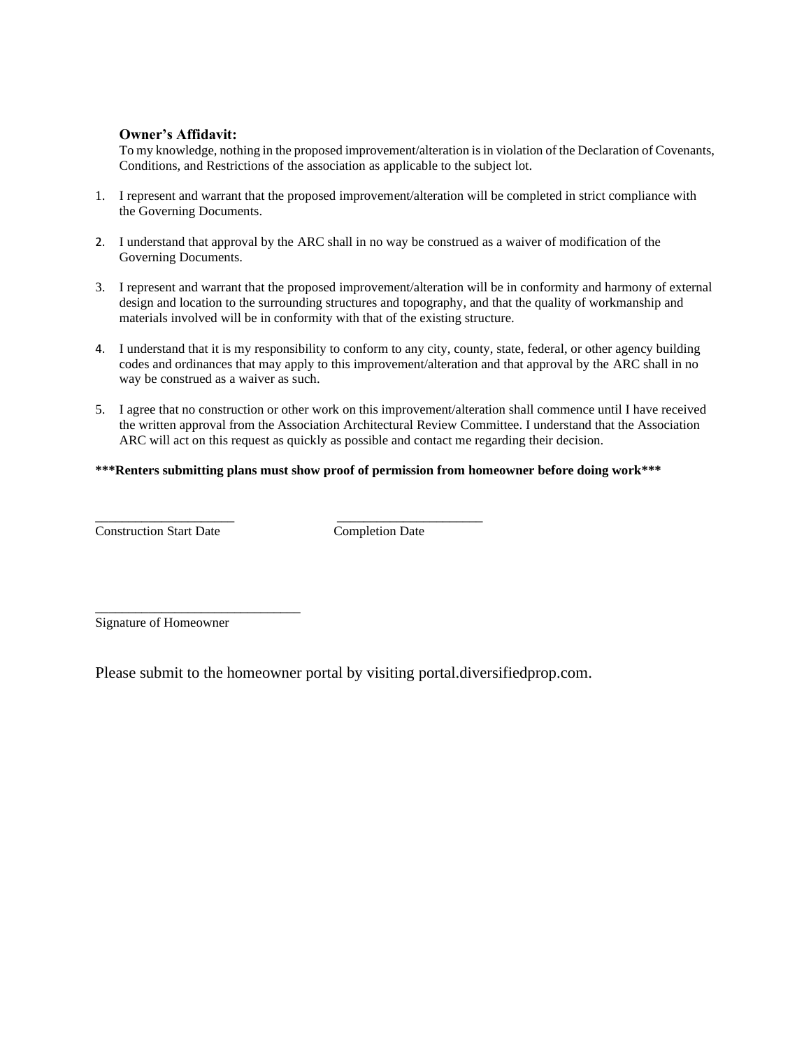**Owner's Affidavit:**

To my knowledge, nothing in the proposed improvement/alteration is in violation of the Declaration of Covenants, Conditions, and Restrictions of the association as applicable to the subject lot.

1. I represent and warrant that the proposed improvement/alteration will be completed in strict compliance with the Governing Documents.

2. I understand that approval by the ARC shall in no way be construed as a waiver of modification of the Governing Documents.

3. I represent and warrant that the proposed improvement/alteration will be in conformity and harmony of external design and location to the surrounding structures and topography, and that the quality of workmanship and materials involved will be in conformity with that of the existing structure.

4. I understand that it is my responsibility to conform to any city, county, state, federal, or other agency building codes and ordinances that may apply to this improvement/alteration and that approval by the ARC shall in no way be construed as a waiver as such.

5. I agree that no construction or other work on this improvement/alteration shall commence until I have received the written approval from the Association Architectural Review Committee. I understand that the Association ARC will act on this request as quickly as possible and contact me regarding their decision.

**\*\*\*Renters submitting plans must show proof of permission from homeowner before doing work\*\*\***

_____________________ Construction Start Date

______________________ Completion Date

______________________________ Signature of Homeowner

Please submit to the homeowner portal by visiting portal.diversifiedprop.com.